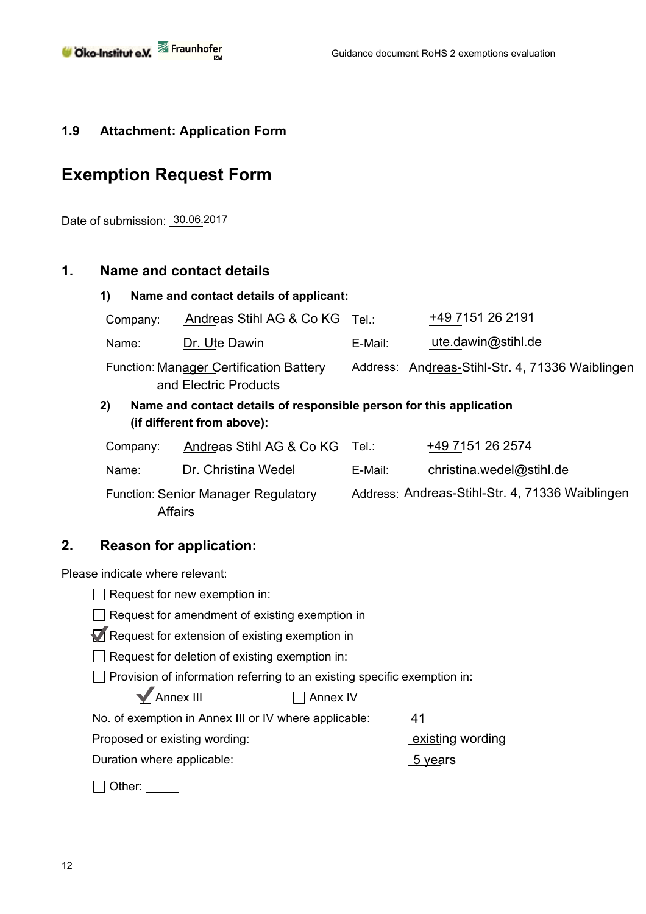## 1.9 Attachment: Application Form

# Exemption Request Form

Date of submission: 30.06.2017

## 1. Name and contact details

### 1) Name and contact details of applicant:

| | | | |
|---|---|---|---|
| Company: | Andreas Stihl AG & Co KG | Tel.: | +49 7151 26 2191 |
| Name: | Dr. Ute Dawin | E-Mail: | ute.dawin@stihl.de |
| Function: | Manager Certification Battery and Electric Products | Address: | Andreas-Stihl-Str. 4, 71336 Waiblingen |

### 2) Name and contact details of responsible person for this application (if different from above):

| | | | |
|---|---|---|---|
| Company: | Andreas Stihl AG & Co KG | Tel.: | +49 7151 26 2574 |
| Name: | Dr. Christina Wedel | E-Mail: | christina.wedel@stihl.de |
| Function: | Senior Manager Regulatory Affairs | Address: | Andreas-Stihl-Str. 4, 71336 Waiblingen |

## 2. Reason for application:

Please indicate where relevant:

- ☐ Request for new exemption in:
- ☐ Request for amendment of existing exemption in
- ☑ Request for extension of existing exemption in
- ☐ Request for deletion of existing exemption in:
- ☐ Provision of information referring to an existing specific exemption in:

  ☑ Annex III ☐ Annex IV

No. of exemption in Annex III or IV where applicable: 41

Proposed or existing wording: existing wording

Duration where applicable: 5 years

☐ Other: ______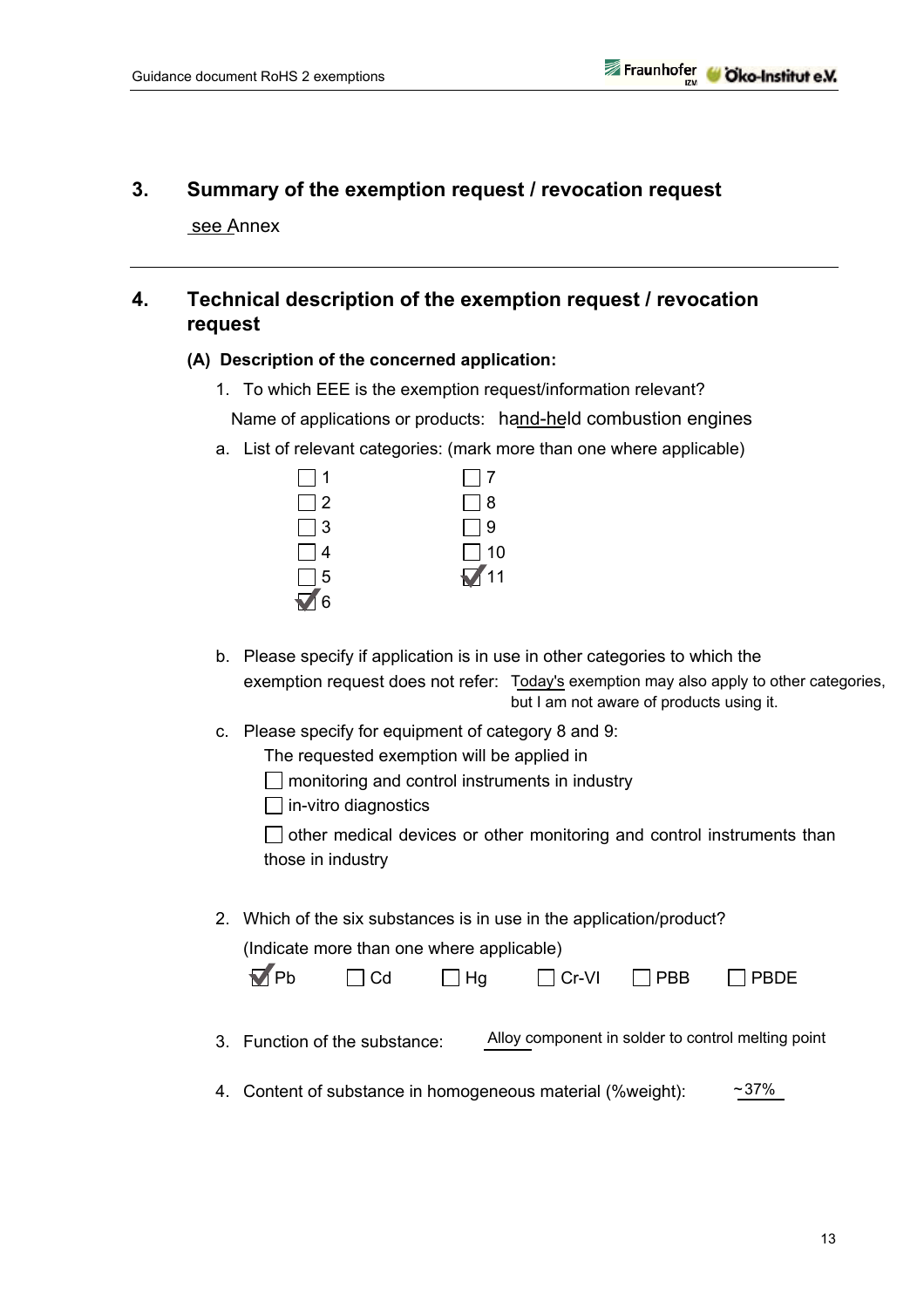## 3. Summary of the exemption request / revocation request

see Annex

---

## 4. Technical description of the exemption request / revocation request

### (A) Description of the concerned application:

1. To which EEE is the exemption request/information relevant?

   Name of applications or products: hand-held combustion engines

   a. List of relevant categories: (mark more than one where applicable)

   - [ ] 1
   - [ ] 2
   - [ ] 3
   - [ ] 4
   - [ ] 5
   - [x] 6
   - [ ] 7
   - [ ] 8
   - [ ] 9
   - [ ] 10
   - [x] 11

   b. Please specify if application is in use in other categories to which the exemption request does not refer: Today's exemption may also apply to other categories, but I am not aware of products using it.

   c. Please specify for equipment of category 8 and 9:

   The requested exemption will be applied in

   - [ ] monitoring and control instruments in industry
   - [ ] in-vitro diagnostics
   - [ ] other medical devices or other monitoring and control instruments than those in industry

2. Which of the six substances is in use in the application/product?

   (Indicate more than one where applicable)

   - [x] Pb
   - [ ] Cd
   - [ ] Hg
   - [ ] Cr-VI
   - [ ] PBB
   - [ ] PBDE

3. Function of the substance: Alloy component in solder to control melting point

4. Content of substance in homogeneous material (%weight): ~37%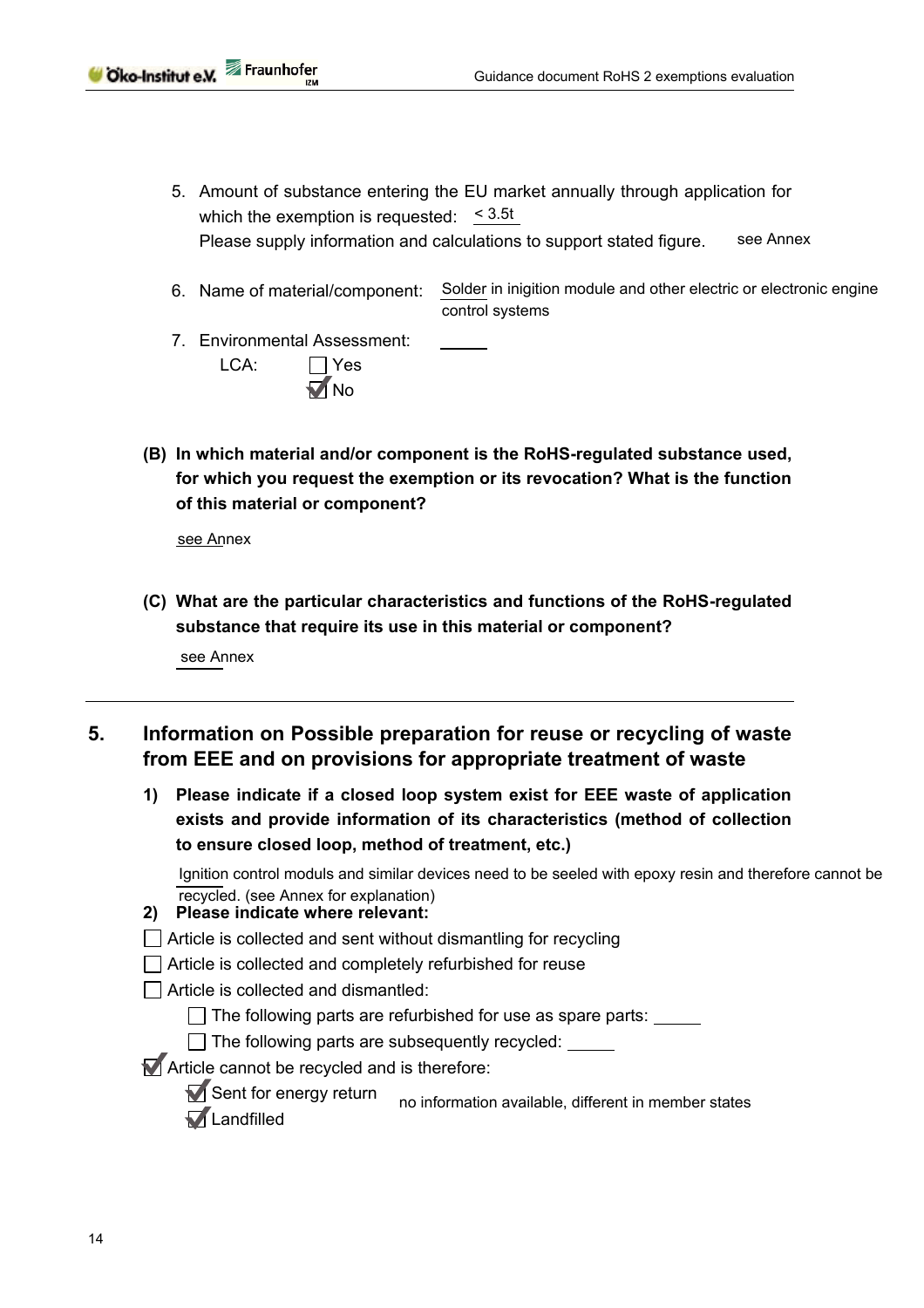5. Amount of substance entering the EU market annually through application for which the exemption is requested: < 3.5t

   Please supply information and calculations to support stated figure. see Annex

6. Name of material/component: Solder in inigition module and other electric or electronic engine control systems

7. Environmental Assessment: \_\_\_\_\_

   LCA:
   - [ ] Yes
   - [x] No

**(B) In which material and/or component is the RoHS-regulated substance used, for which you request the exemption or its revocation? What is the function of this material or component?**

see Annex

**(C) What are the particular characteristics and functions of the RoHS-regulated substance that require its use in this material or component?**

see Annex

## 5. Information on Possible preparation for reuse or recycling of waste from EEE and on provisions for appropriate treatment of waste

**1) Please indicate if a closed loop system exist for EEE waste of application exists and provide information of its characteristics (method of collection to ensure closed loop, method of treatment, etc.)**

Ignition control moduls and similar devices need to be seeled with epoxy resin and therefore cannot be recycled. (see Annex for explanation)

**2) Please indicate where relevant:**

- [ ] Article is collected and sent without dismantling for recycling
- [ ] Article is collected and completely refurbished for reuse
- [ ] Article is collected and dismantled:
  - [ ] The following parts are refurbished for use as spare parts: \_\_\_\_\_
  - [ ] The following parts are subsequently recycled: \_\_\_\_\_
- [x] Article cannot be recycled and is therefore:
  - [x] Sent for energy return
  - [x] Landfilled

  no information available, different in member states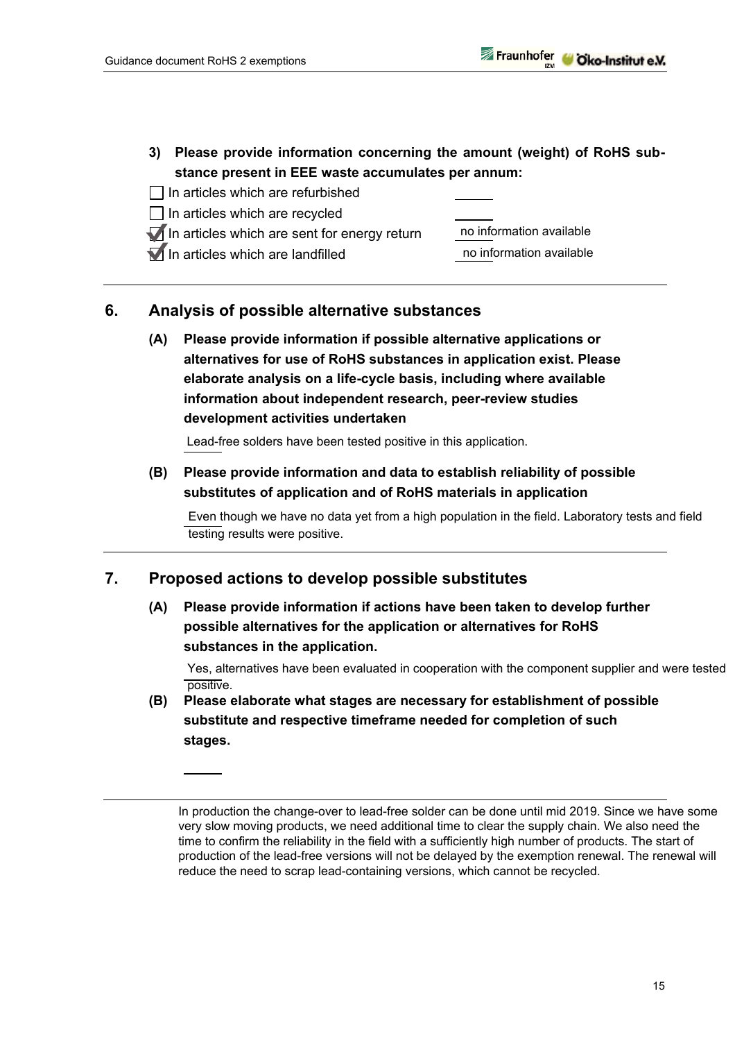3) **Please provide information concerning the amount (weight) of RoHS substance present in EEE waste accumulates per annum:**

- [ ] In articles which are refurbished
- [ ] In articles which are recycled
- [x] In articles which are sent for energy return — no information available
- [x] In articles which are landfilled — no information available

## 6. Analysis of possible alternative substances

**(A) Please provide information if possible alternative applications or alternatives for use of RoHS substances in application exist. Please elaborate analysis on a life-cycle basis, including where available information about independent research, peer-review studies development activities undertaken**

Lead-free solders have been tested positive in this application.

**(B) Please provide information and data to establish reliability of possible substitutes of application and of RoHS materials in application**

Even though we have no data yet from a high population in the field. Laboratory tests and field testing results were positive.

## 7. Proposed actions to develop possible substitutes

**(A) Please provide information if actions have been taken to develop further possible alternatives for the application or alternatives for RoHS substances in the application.**

Yes, alternatives have been evaluated in cooperation with the component supplier and were tested positive.

**(B) Please elaborate what stages are necessary for establishment of possible substitute and respective timeframe needed for completion of such stages.**

In production the change-over to lead-free solder can be done until mid 2019. Since we have some very slow moving products, we need additional time to clear the supply chain. We also need the time to confirm the reliability in the field with a sufficiently high number of products. The start of production of the lead-free versions will not be delayed by the exemption renewal. The renewal will reduce the need to scrap lead-containing versions, which cannot be recycled.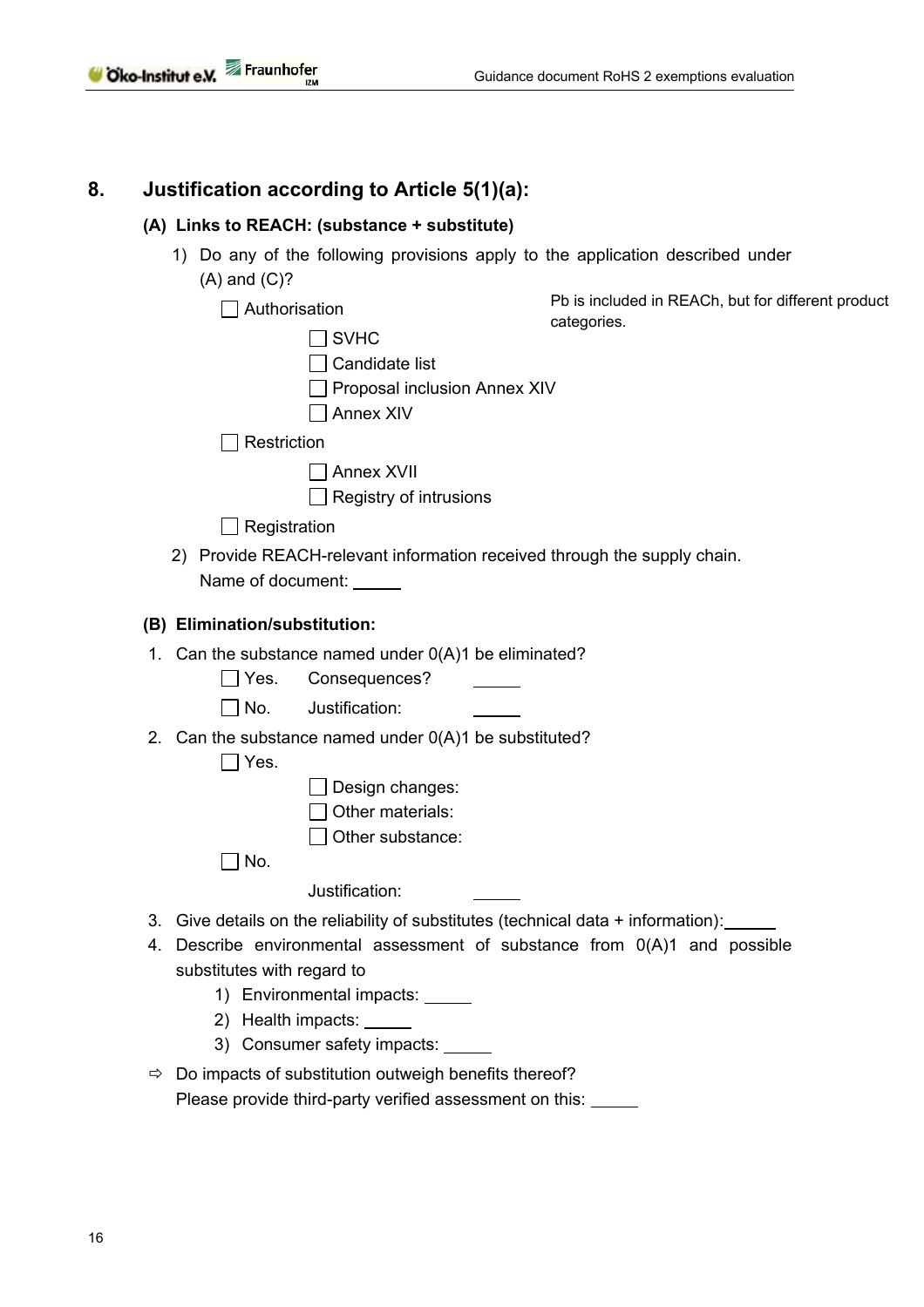## 8. Justification according to Article 5(1)(a):

### (A) Links to REACH: (substance + substitute)

1) Do any of the following provisions apply to the application described under (A) and (C)?

   - ☐ Authorisation
     - ☐ SVHC
     - ☐ Candidate list
     - ☐ Proposal inclusion Annex XIV
     - ☐ Annex XIV
   - ☐ Restriction
     - ☐ Annex XVII
     - ☐ Registry of intrusions
   - ☐ Registration

   Pb is included in REACh, but for different product categories.

2) Provide REACH-relevant information received through the supply chain.
   Name of document: _____

### (B) Elimination/substitution:

1. Can the substance named under 0(A)1 be eliminated?
   - ☐ Yes. Consequences? _____
   - ☐ No. Justification: _____
2. Can the substance named under 0(A)1 be substituted?
   - ☐ Yes.
     - ☐ Design changes:
     - ☐ Other materials:
     - ☐ Other substance:
   - ☐ No.

   Justification: _____
3. Give details on the reliability of substitutes (technical data + information): _____
4. Describe environmental assessment of substance from 0(A)1 and possible substitutes with regard to
   1) Environmental impacts: _____
   2) Health impacts: _____
   3) Consumer safety impacts: _____

⇨ Do impacts of substitution outweigh benefits thereof?
Please provide third-party verified assessment on this: _____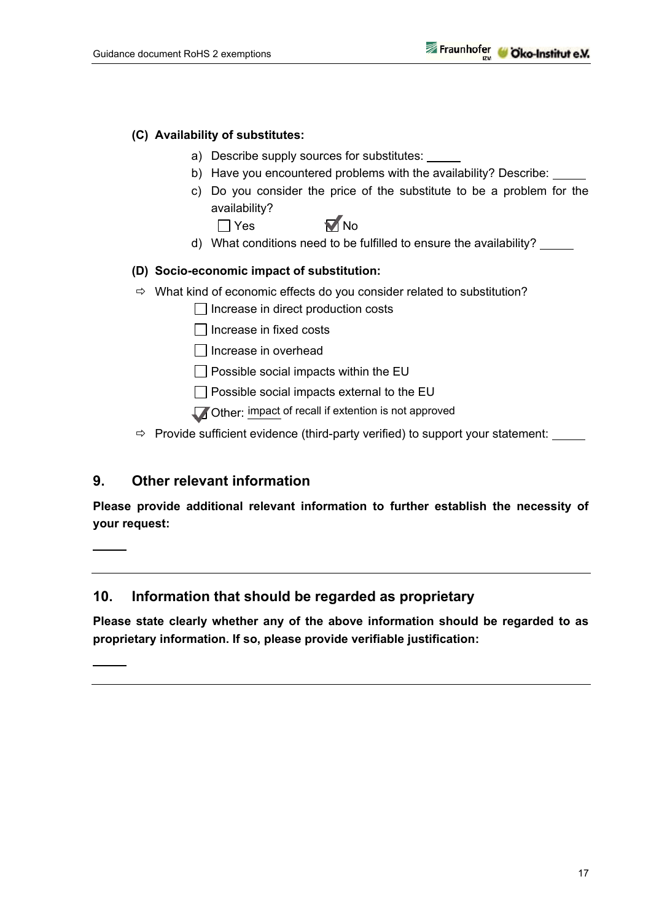**(C) Availability of substitutes:**

a) Describe supply sources for substitutes: _____

b) Have you encountered problems with the availability? Describe: _____

c) Do you consider the price of the substitute to be a problem for the availability?

☐ Yes ☑ No

d) What conditions need to be fulfilled to ensure the availability? _____

**(D) Socio-economic impact of substitution:**

⇨ What kind of economic effects do you consider related to substitution?

☐ Increase in direct production costs

☐ Increase in fixed costs

☐ Increase in overhead

☐ Possible social impacts within the EU

☐ Possible social impacts external to the EU

☑ Other: impact of recall if extention is not approved

⇨ Provide sufficient evidence (third-party verified) to support your statement: _____

## 9. Other relevant information

**Please provide additional relevant information to further establish the necessity of your request:**

_____

---

## 10. Information that should be regarded as proprietary

**Please state clearly whether any of the above information should be regarded to as proprietary information. If so, please provide verifiable justification:**

_____

---